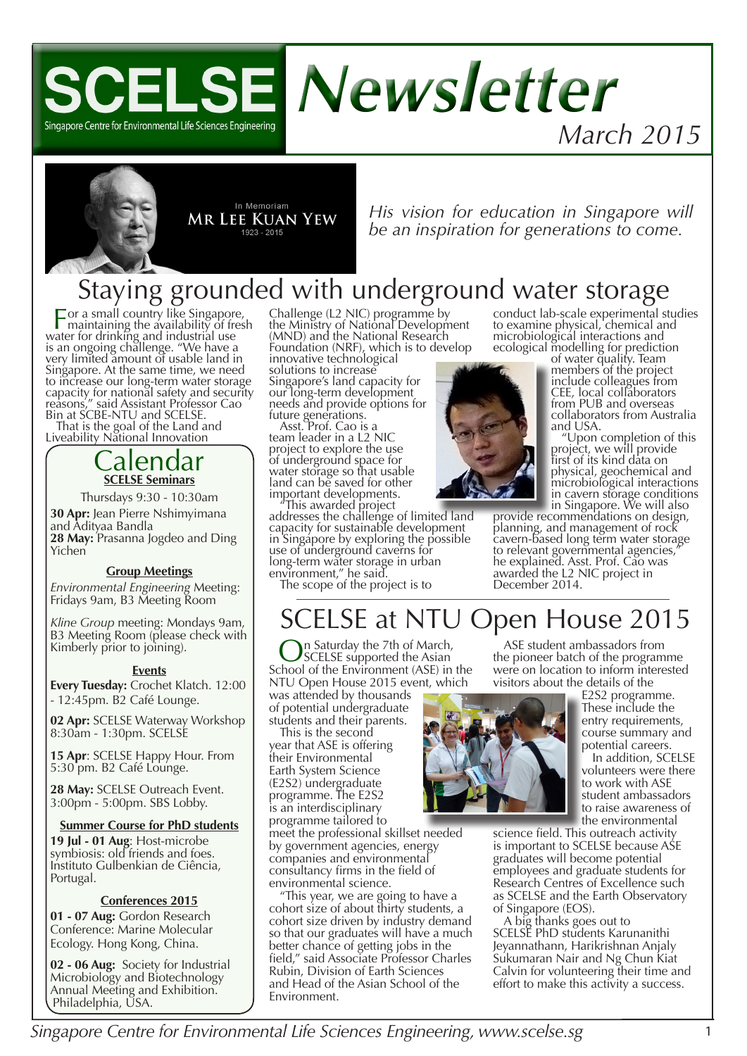# SCELSE *Newsletter*

Singapore Centre for Environmental Life Sciences Engineering

*March 2015*

In Memoriam
**Mr Lee Kuan Yew**
1923 - 2015

*His vision for education in Singapore will be an inspiration for generations to come.*

## Staying grounded with underground water storage

For a small country like Singapore, maintaining the availability of fresh water for drinking and industrial use is an ongoing challenge. "We have a very limited amount of usable land in Singapore. At the same time, we need to increase our long-term water storage capacity for national safety and security reasons," said Assistant Professor Cao Bin at SCBE-NTU and SCELSE.

That is the goal of the Land and Liveability National Innovation Challenge (L2 NIC) programme by the Ministry of National Development (MND) and the National Research Foundation (NRF), which is to develop innovative technological solutions to increase Singapore's land capacity for our long-term development needs and provide options for future generations.

Asst. Prof. Cao is a team leader in a L2 NIC project to explore the use of underground space for water storage so that usable land can be saved for other important developments.

"This awarded project addresses the challenge of limited land capacity for sustainable development in Singapore by exploring the possible use of underground caverns for long-term water storage in urban environment," he said.

The scope of the project is to conduct lab-scale experimental studies to examine physical, chemical and microbiological interactions and ecological modelling for prediction of water quality. Team members of the project include colleagues from CEE, local collaborators from PUB and overseas collaborators from Australia and USA.

"Upon completion of this project, we will provide first of its kind data on physical, geochemical and microbiological interactions in cavern storage conditions in Singapore. We will also provide recommendations on design, planning, and management of rock cavern-based long term water storage to relevant governmental agencies," he explained. Asst. Prof. Cao was awarded the L2 NIC project in December 2014.

## Calendar

**SCELSE Seminars**

Thursdays 9:30 - 10:30am

**30 Apr:** Jean Pierre Nshimyimana and Adityaa Bandla
**28 May:** Prasanna Jogdeo and Ding Yichen

**Group Meetings**

*Environmental Engineering* Meeting: Fridays 9am, B3 Meeting Room

*Kline Group* meeting: Mondays 9am, B3 Meeting Room (please check with Kimberly prior to joining).

**Events**

**Every Tuesday:** Crochet Klatch. 12:00 - 12:45pm. B2 Café Lounge.

**02 Apr:** SCELSE Waterway Workshop 8:30am - 1:30pm. SCELSE

**15 Apr**: SCELSE Happy Hour. From 5:30 pm. B2 Café Lounge.

**28 May:** SCELSE Outreach Event. 3:00pm - 5:00pm. SBS Lobby.

**Summer Course for PhD students**

**19 Jul - 01 Aug**: Host-microbe symbiosis: old friends and foes. Instituto Gulbenkian de Ciência, Portugal.

**Conferences 2015**

**01 - 07 Aug:** Gordon Research Conference: Marine Molecular Ecology. Hong Kong, China.

**02 - 06 Aug:** Society for Industrial Microbiology and Biotechnology Annual Meeting and Exhibition. Philadelphia, USA.

## SCELSE at NTU Open House 2015

On Saturday the 7th of March, SCELSE supported the Asian School of the Environment (ASE) in the NTU Open House 2015 event, which was attended by thousands of potential undergraduate students and their parents.

This is the second year that ASE is offering their Environmental Earth System Science (E2S2) undergraduate programme. The E2S2 is an interdisciplinary programme tailored to meet the professional skillset needed by government agencies, energy companies and environmental consultancy firms in the field of environmental science.

"This year, we are going to have a cohort size of about thirty students, a cohort size driven by industry demand so that our graduates will have a much better chance of getting jobs in the field," said Associate Professor Charles Rubin, Division of Earth Sciences and Head of the Asian School of the Environment.

ASE student ambassadors from the pioneer batch of the programme were on location to inform interested visitors about the details of the E2S2 programme. These include the entry requirements, course summary and potential careers.

In addition, SCELSE volunteers were there to work with ASE student ambassadors to raise awareness of the environmental science field. This outreach activity is important to SCELSE because ASE graduates will become potential employees and graduate students for Research Centres of Excellence such as SCELSE and the Earth Observatory of Singapore (EOS).

A big thanks goes out to SCELSE PhD students Karunanithi Jeyannathann, Harikrishnan Anjaly Sukumaran Nair and Ng Chun Kiat Calvin for volunteering their time and effort to make this activity a success.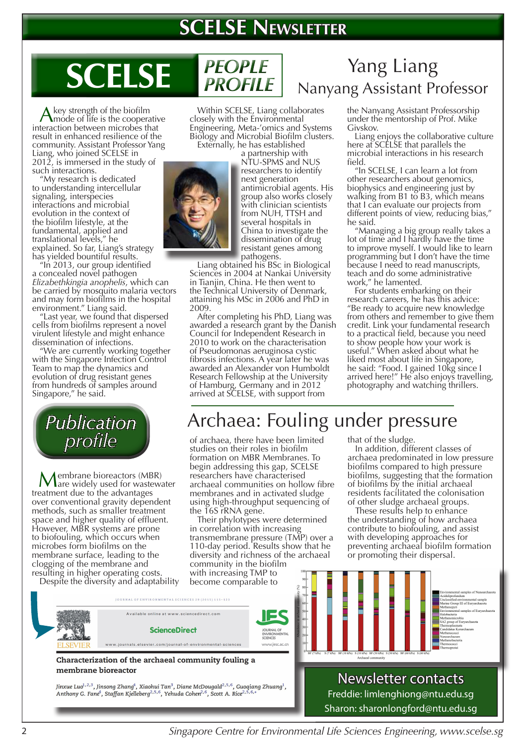# SCELSE Newsletter

## SCELSE PEOPLE PROFILE

# Yang Liang
## Nanyang Assistant Professor

A key strength of the biofilm mode of life is the cooperative interaction between microbes that result in enhanced resilience of the community. Assistant Professor Yang Liang, who joined SCELSE in 2012, is immersed in the study of such interactions.

"My research is dedicated to understanding intercellular signaling, interspecies interactions and microbial evolution in the context of the biofilm lifestyle, at the fundamental, applied and translational levels," he explained. So far, Liang's strategy has yielded bountiful results.

"In 2013, our group identified a concealed novel pathogen *Elizabethkingia anophelis*, which can be carried by mosquito malaria vectors and may form biofilms in the hospital environment." Liang said.

"Last year, we found that dispersed cells from biofilms represent a novel virulent lifestyle and might enhance dissemination of infections.

"We are currently working together with the Singapore Infection Control Team to map the dynamics and evolution of drug resistant genes from hundreds of samples around Singapore," he said.

Within SCELSE, Liang collaborates closely with the Environmental Engineering, Meta-'omics and Systems Biology and Microbial Biofilm clusters. Externally, he has established a partnership with NTU-SPMS and NUS researchers to identify next generation antimicrobial agents. His group also works closely with clinician scientists from NUH, TTSH and several hospitals in China to investigate the dissemination of drug resistant genes among pathogens.

Liang obtained his BSc in Biological Sciences in 2004 at Nankai University in Tianjin, China. He then went to the Technical University of Denmark, attaining his MSc in 2006 and PhD in 2009.

After completing his PhD, Liang was awarded a research grant by the Danish Council for Independent Research in 2010 to work on the characterisation of Pseudomonas aeruginosa cystic fibrosis infections. A year later he was awarded an Alexander von Humboldt Research Fellowship at the University of Hamburg, Germany and in 2012 arrived at SCELSE, with support from the Nanyang Assistant Professorship under the mentorship of Prof. Mike Givskov.

Liang enjoys the collaborative culture here at SCELSE that parallels the microbial interactions in his research field.

"In SCELSE, I can learn a lot from other researchers about genomics, biophysics and engineering just by walking from B1 to B3, which means that I can evaluate our projects from different points of view, reducing bias," he said.

"Managing a big group really takes a lot of time and I hardly have the time to improve myself. I would like to learn programming but I don't have the time because I need to read manuscripts, teach and do some administrative work," he lamented.

For students embarking on their research careers, he has this advice: "Be ready to acquire new knowledge from others and remember to give them credit. Link your fundamental research to a practical field, because you need to show people how your work is useful." When asked about what he liked most about life in Singapore, he said: "Food. I gained 10kg since I arrived here!" He also enjoys travelling, photography and watching thrillers.

## Publication profile

# Archaea: Fouling under pressure

Membrane bioreactors (MBR) are widely used for wastewater treatment due to the advantages over conventional gravity dependent methods, such as smaller treatment space and higher quality of effluent. However, MBR systems are prone to biofouling, which occurs when microbes form biofilms on the membrane surface, leading to the clogging of the membrane and resulting in higher operating costs.

Despite the diversity and adaptability of archaea, there have been limited studies on their roles in biofilm formation on MBR Membranes. To begin addressing this gap, SCELSE researchers have characterised archaeal communities on hollow fibre membranes and in activated sludge using high-throughput sequencing of the 16S rRNA gene.

Their phylotypes were determined in correlation with increasing transmembrane pressure (TMP) over a 110-day period. Results show that he diversity and richness of the archaeal community in the biofilm with increasing TMP to become comparable to that of the sludge.

In addition, different classes of archaea predominated in low pressure biofilms compared to high pressure biofilms, suggesting that the formation of biofilms by the initial archaeal residents facilitated the colonisation of other sludge archaeal groups.

These results help to enhance the understanding of how archaea contribute to biofouling, and assist with developing approaches for preventing archaeal biofilm formation or promoting their dispersal.

JOURNAL OF ENVIRONMENTAL SCIENCES 29 (2015) 115–123

Available online at www.sciencedirect.com

ScienceDirect

www.journals.elsevier.com/journal-of-environmental-sciences

www.jesc.ac.cn

**Characterization of the archaeal community fouling a membrane bioreactor**

*Jinxue Luo[1,2,3], Jinsong Zhang[4], Xiaohui Tan[3], Diane McDougald[2,5,6], Guoqiang Zhuang[1], Anthony G. Fane[4], Staffan Kjelleberg[2,5,6], Yehuda Cohen[2,6], Scott A. Rice[2,5,6,*]*

Abundance in archaeal community (%)

100
90
80
70
60
50
40
30
20
10
0

BF (7 kPa) S (7 kPa) BF (10 kPa) S (10 kPa) BF (30 kPa) S (30 kPa) BF (60 kPa) S (60 kPa)

Archaeal community

Environmental samples of Nanoarchaeota
Aciduliprofundum
Unclassified environmental sample
Marine Group III of Euryarchaeota
Methanopyri
Environmental samples of Euryarchaeota
Halobacteria
Methanomicrobia
SA2 group of Euryarchaeota
Thermoplasmata
Candidatus Korarchaeum
Methanococci
Nanoarchaeum
Methanobacteria
Thermococci
Thermoprotei

## Newsletter contacts

Freddie: limlenghiong@ntu.edu.sg

Sharon: sharonlongford@ntu.edu.sg

Singapore Centre for Environmental Life Sciences Engineering, www.scelse.sg